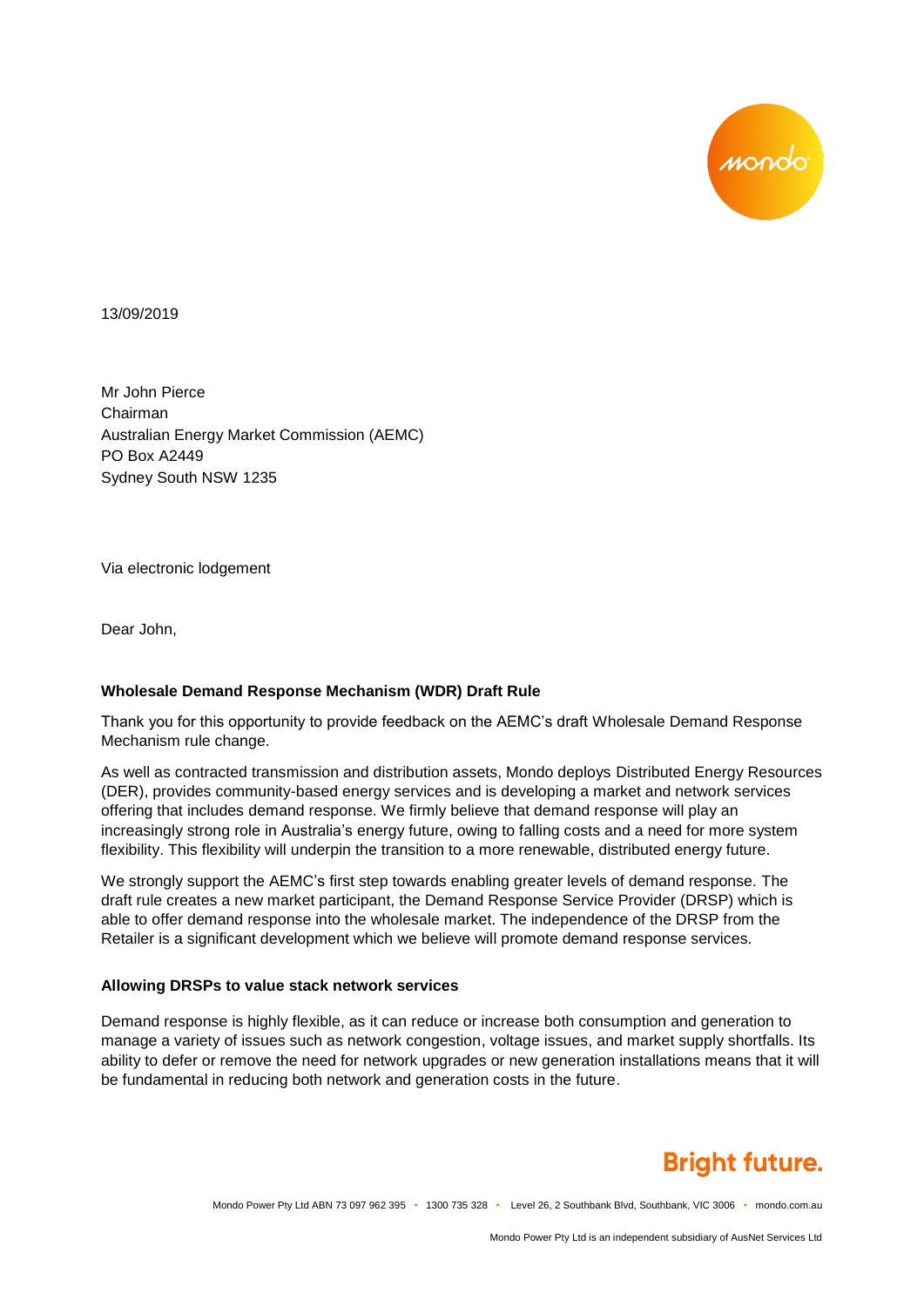13/09/2019

Mr John Pierce
Chairman
Australian Energy Market Commission (AEMC)
PO Box A2449
Sydney South NSW 1235

Via electronic lodgement

Dear John,

**Wholesale Demand Response Mechanism (WDR) Draft Rule**

Thank you for this opportunity to provide feedback on the AEMC's draft Wholesale Demand Response Mechanism rule change.

As well as contracted transmission and distribution assets, Mondo deploys Distributed Energy Resources (DER), provides community-based energy services and is developing a market and network services offering that includes demand response. We firmly believe that demand response will play an increasingly strong role in Australia's energy future, owing to falling costs and a need for more system flexibility. This flexibility will underpin the transition to a more renewable, distributed energy future.

We strongly support the AEMC's first step towards enabling greater levels of demand response. The draft rule creates a new market participant, the Demand Response Service Provider (DRSP) which is able to offer demand response into the wholesale market. The independence of the DRSP from the Retailer is a significant development which we believe will promote demand response services.

**Allowing DRSPs to value stack network services**

Demand response is highly flexible, as it can reduce or increase both consumption and generation to manage a variety of issues such as network congestion, voltage issues, and market supply shortfalls. Its ability to defer or remove the need for network upgrades or new generation installations means that it will be fundamental in reducing both network and generation costs in the future.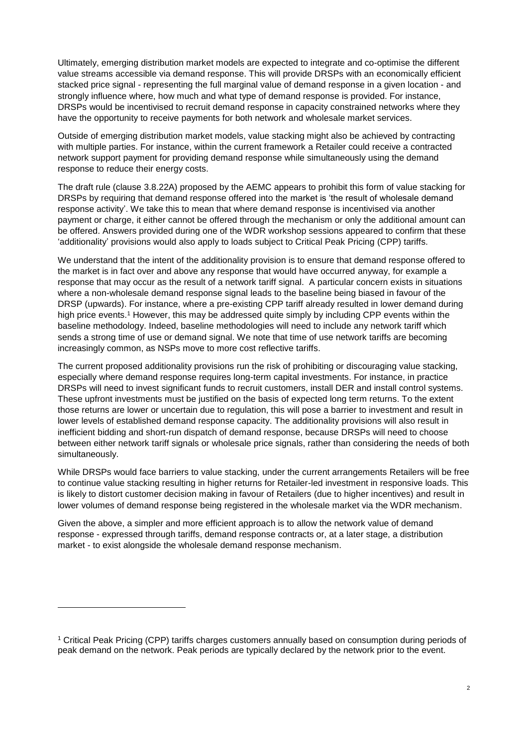Ultimately, emerging distribution market models are expected to integrate and co-optimise the different value streams accessible via demand response. This will provide DRSPs with an economically efficient stacked price signal - representing the full marginal value of demand response in a given location - and strongly influence where, how much and what type of demand response is provided. For instance, DRSPs would be incentivised to recruit demand response in capacity constrained networks where they have the opportunity to receive payments for both network and wholesale market services.

Outside of emerging distribution market models, value stacking might also be achieved by contracting with multiple parties. For instance, within the current framework a Retailer could receive a contracted network support payment for providing demand response while simultaneously using the demand response to reduce their energy costs.

The draft rule (clause 3.8.22A) proposed by the AEMC appears to prohibit this form of value stacking for DRSPs by requiring that demand response offered into the market is 'the result of wholesale demand response activity'. We take this to mean that where demand response is incentivised via another payment or charge, it either cannot be offered through the mechanism or only the additional amount can be offered. Answers provided during one of the WDR workshop sessions appeared to confirm that these 'additionality' provisions would also apply to loads subject to Critical Peak Pricing (CPP) tariffs.

We understand that the intent of the additionality provision is to ensure that demand response offered to the market is in fact over and above any response that would have occurred anyway, for example a response that may occur as the result of a network tariff signal. A particular concern exists in situations where a non-wholesale demand response signal leads to the baseline being biased in favour of the DRSP (upwards). For instance, where a pre-existing CPP tariff already resulted in lower demand during high price events.[1] However, this may be addressed quite simply by including CPP events within the baseline methodology. Indeed, baseline methodologies will need to include any network tariff which sends a strong time of use or demand signal. We note that time of use network tariffs are becoming increasingly common, as NSPs move to more cost reflective tariffs.

The current proposed additionality provisions run the risk of prohibiting or discouraging value stacking, especially where demand response requires long-term capital investments. For instance, in practice DRSPs will need to invest significant funds to recruit customers, install DER and install control systems. These upfront investments must be justified on the basis of expected long term returns. To the extent those returns are lower or uncertain due to regulation, this will pose a barrier to investment and result in lower levels of established demand response capacity. The additionality provisions will also result in inefficient bidding and short-run dispatch of demand response, because DRSPs will need to choose between either network tariff signals or wholesale price signals, rather than considering the needs of both simultaneously.

While DRSPs would face barriers to value stacking, under the current arrangements Retailers will be free to continue value stacking resulting in higher returns for Retailer-led investment in responsive loads. This is likely to distort customer decision making in favour of Retailers (due to higher incentives) and result in lower volumes of demand response being registered in the wholesale market via the WDR mechanism.

Given the above, a simpler and more efficient approach is to allow the network value of demand response - expressed through tariffs, demand response contracts or, at a later stage, a distribution market - to exist alongside the wholesale demand response mechanism.

---

[1] Critical Peak Pricing (CPP) tariffs charges customers annually based on consumption during periods of peak demand on the network. Peak periods are typically declared by the network prior to the event.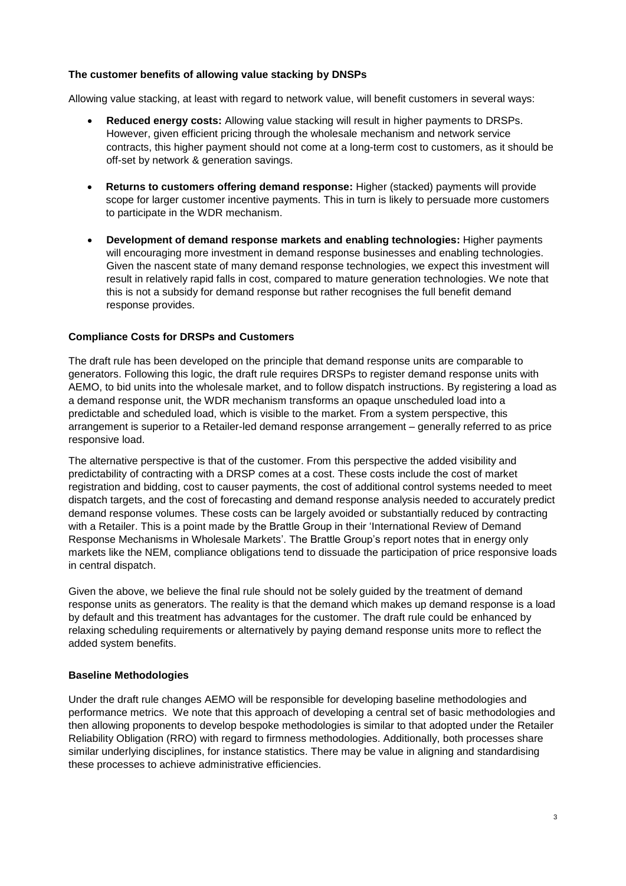**The customer benefits of allowing value stacking by DNSPs**

Allowing value stacking, at least with regard to network value, will benefit customers in several ways:

- **Reduced energy costs:** Allowing value stacking will result in higher payments to DRSPs. However, given efficient pricing through the wholesale mechanism and network service contracts, this higher payment should not come at a long-term cost to customers, as it should be off-set by network & generation savings.
- **Returns to customers offering demand response:** Higher (stacked) payments will provide scope for larger customer incentive payments. This in turn is likely to persuade more customers to participate in the WDR mechanism.
- **Development of demand response markets and enabling technologies:** Higher payments will encouraging more investment in demand response businesses and enabling technologies. Given the nascent state of many demand response technologies, we expect this investment will result in relatively rapid falls in cost, compared to mature generation technologies. We note that this is not a subsidy for demand response but rather recognises the full benefit demand response provides.

**Compliance Costs for DRSPs and Customers**

The draft rule has been developed on the principle that demand response units are comparable to generators. Following this logic, the draft rule requires DRSPs to register demand response units with AEMO, to bid units into the wholesale market, and to follow dispatch instructions. By registering a load as a demand response unit, the WDR mechanism transforms an opaque unscheduled load into a predictable and scheduled load, which is visible to the market. From a system perspective, this arrangement is superior to a Retailer-led demand response arrangement – generally referred to as price responsive load.

The alternative perspective is that of the customer. From this perspective the added visibility and predictability of contracting with a DRSP comes at a cost. These costs include the cost of market registration and bidding, cost to causer payments, the cost of additional control systems needed to meet dispatch targets, and the cost of forecasting and demand response analysis needed to accurately predict demand response volumes. These costs can be largely avoided or substantially reduced by contracting with a Retailer. This is a point made by the Brattle Group in their 'International Review of Demand Response Mechanisms in Wholesale Markets'. The Brattle Group's report notes that in energy only markets like the NEM, compliance obligations tend to dissuade the participation of price responsive loads in central dispatch.

Given the above, we believe the final rule should not be solely guided by the treatment of demand response units as generators. The reality is that the demand which makes up demand response is a load by default and this treatment has advantages for the customer. The draft rule could be enhanced by relaxing scheduling requirements or alternatively by paying demand response units more to reflect the added system benefits.

**Baseline Methodologies**

Under the draft rule changes AEMO will be responsible for developing baseline methodologies and performance metrics. We note that this approach of developing a central set of basic methodologies and then allowing proponents to develop bespoke methodologies is similar to that adopted under the Retailer Reliability Obligation (RRO) with regard to firmness methodologies. Additionally, both processes share similar underlying disciplines, for instance statistics. There may be value in aligning and standardising these processes to achieve administrative efficiencies.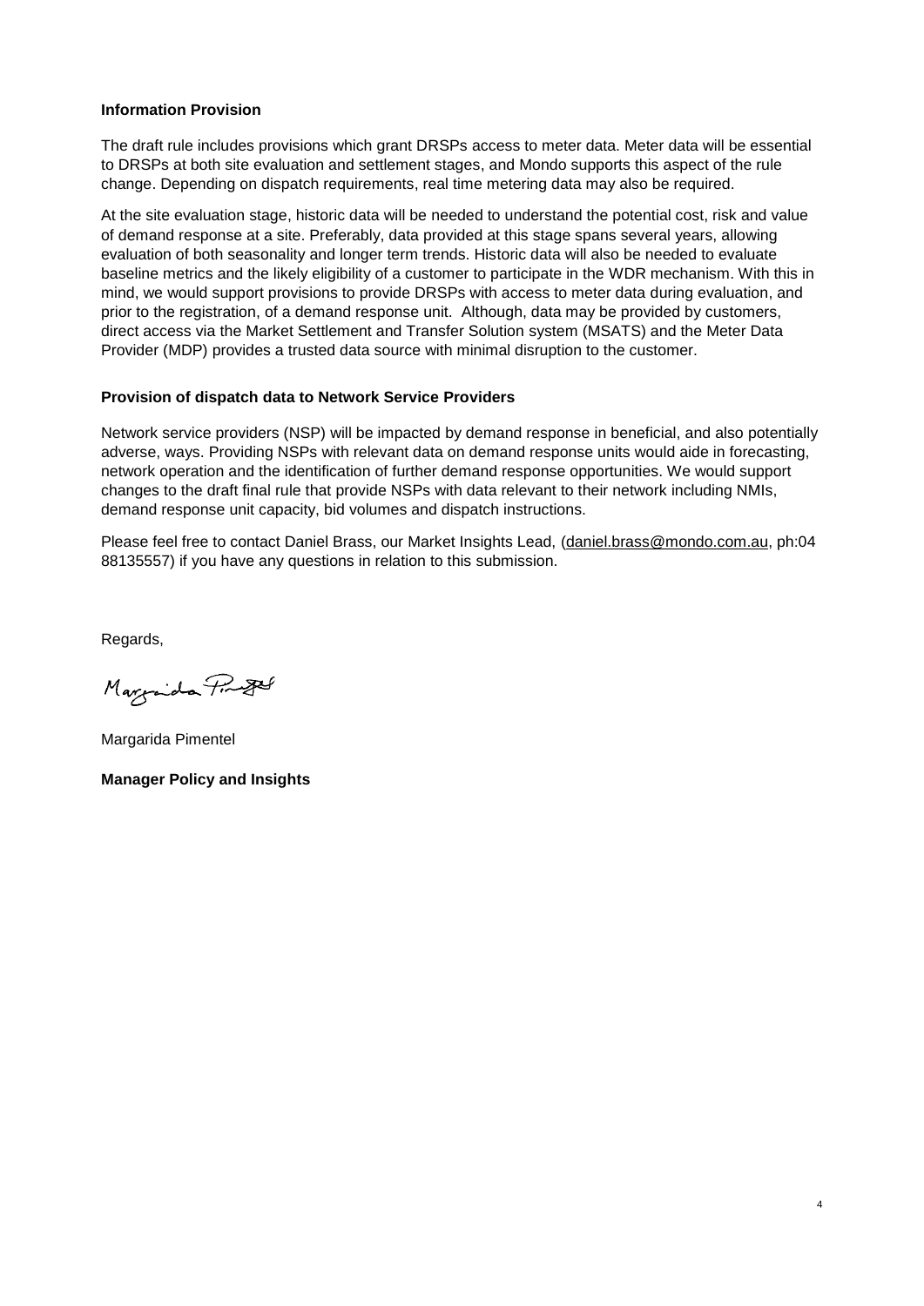**Information Provision**

The draft rule includes provisions which grant DRSPs access to meter data. Meter data will be essential to DRSPs at both site evaluation and settlement stages, and Mondo supports this aspect of the rule change. Depending on dispatch requirements, real time metering data may also be required.

At the site evaluation stage, historic data will be needed to understand the potential cost, risk and value of demand response at a site. Preferably, data provided at this stage spans several years, allowing evaluation of both seasonality and longer term trends. Historic data will also be needed to evaluate baseline metrics and the likely eligibility of a customer to participate in the WDR mechanism. With this in mind, we would support provisions to provide DRSPs with access to meter data during evaluation, and prior to the registration, of a demand response unit. Although, data may be provided by customers, direct access via the Market Settlement and Transfer Solution system (MSATS) and the Meter Data Provider (MDP) provides a trusted data source with minimal disruption to the customer.

**Provision of dispatch data to Network Service Providers**

Network service providers (NSP) will be impacted by demand response in beneficial, and also potentially adverse, ways. Providing NSPs with relevant data on demand response units would aide in forecasting, network operation and the identification of further demand response opportunities. We would support changes to the draft final rule that provide NSPs with data relevant to their network including NMIs, demand response unit capacity, bid volumes and dispatch instructions.

Please feel free to contact Daniel Brass, our Market Insights Lead, (daniel.brass@mondo.com.au, ph:04 88135557) if you have any questions in relation to this submission.

Regards,

Margarida Pimentel

**Manager Policy and Insights**